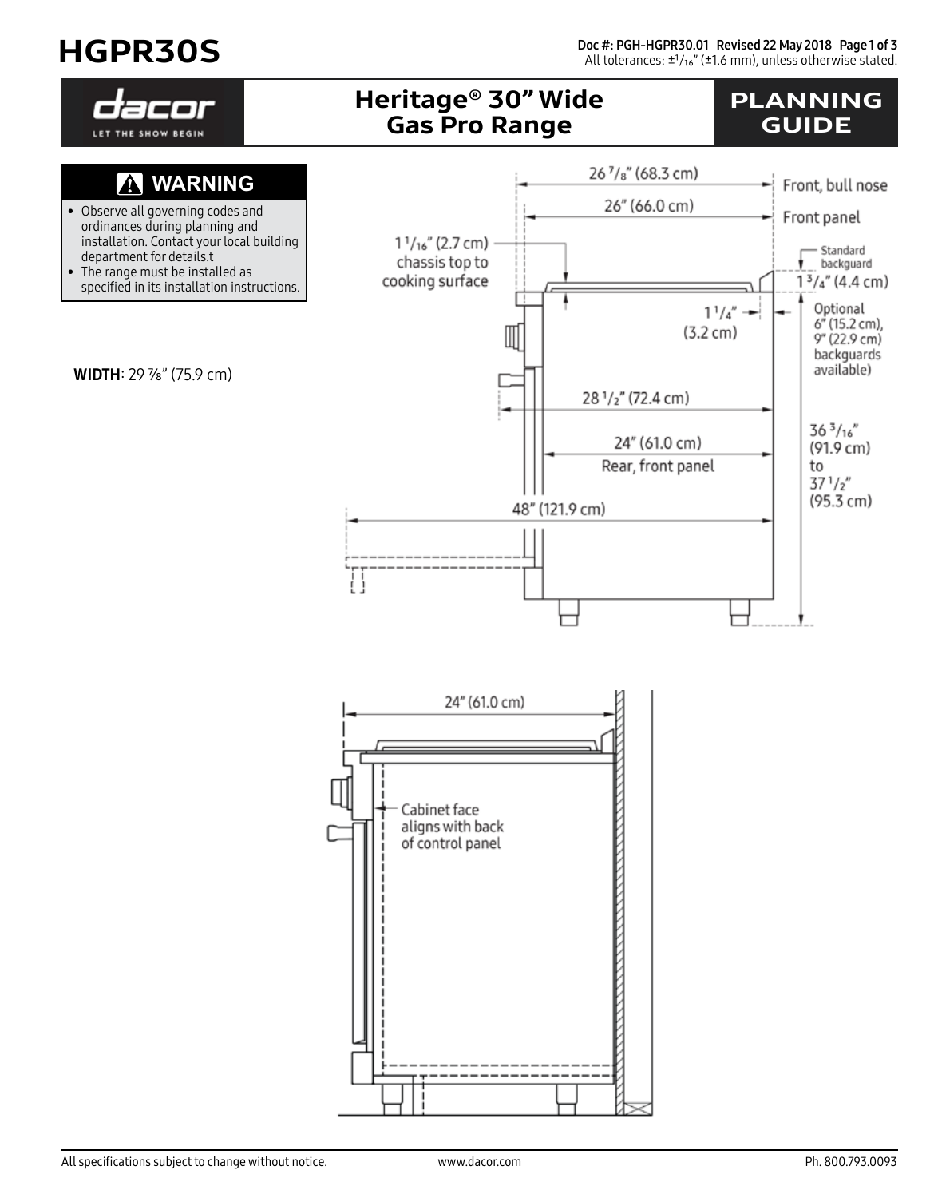# HGPR30S

Doc #: PGH-HGPR30.01 Revised 22 May 2018

All tolerances: ±1/16" (±1.6 mm), unless otherwise stated.

dacor

LET THE SHOW BEGIN

## Heritage® 30" Wide Gas Pro Range

## PLANNING GUIDE

### ⚠ WARNING

- Observe all governing codes and ordinances during planning and installation. Contact your local building department for details.t
- The range must be installed as specified in its installation instructions.

**WIDTH**: 29 7/8" (75.9 cm)

26 7/8" (68.3 cm) Front, bull nose

26" (66.0 cm) Front panel

1 1/16" (2.7 cm) chassis top to cooking surface

Standard backguard

1 3/4" (4.4 cm)

1 1/4" (3.2 cm)

Optional 6" (15.2 cm), 9" (22.9 cm) backguards available)

28 1/2" (72.4 cm)

24" (61.0 cm) Rear, front panel

36 3/16" (91.9 cm) to 37 1/2" (95.3 cm)

48" (121.9 cm)

24" (61.0 cm)

Cabinet face aligns with back of control panel

All specifications subject to change without notice.

www.dacor.com

Ph. 800.793.0093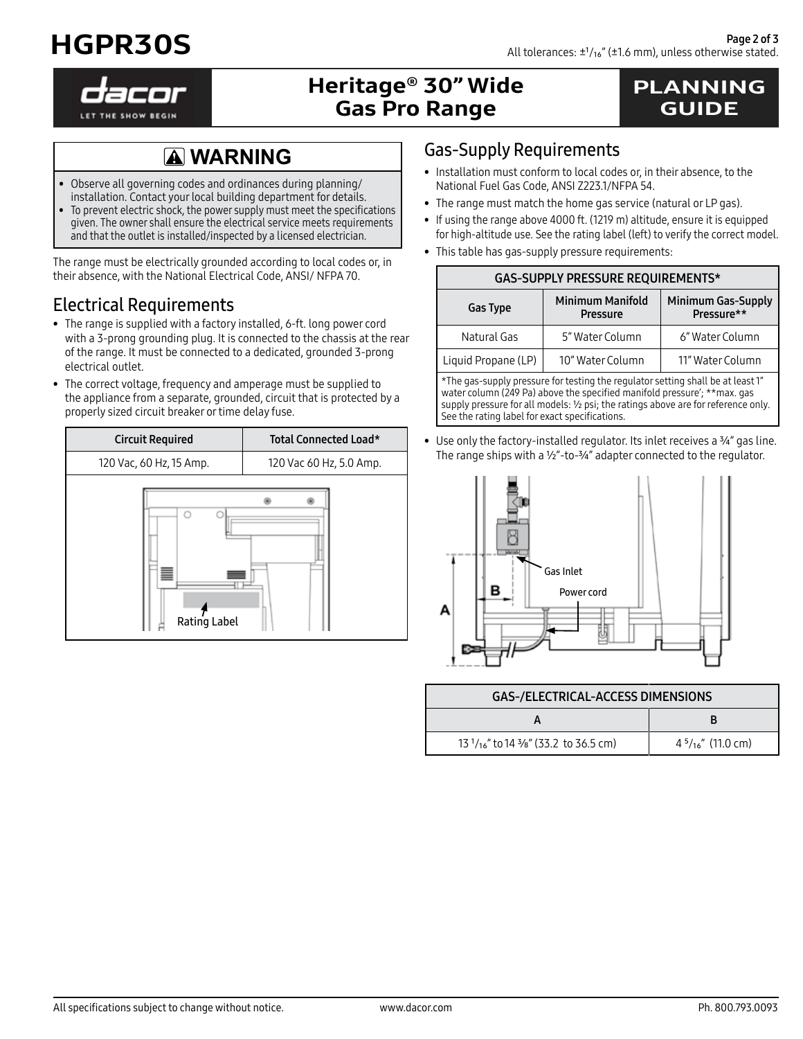# HGPR30S

All tolerances: ±1/16" (±1.6 mm), unless otherwise stated.

## Heritage® 30" Wide Gas Pro Range

## PLANNING GUIDE

### ⚠ WARNING

- Observe all governing codes and ordinances during planning/ installation. Contact your local building department for details.
- To prevent electric shock, the power supply must meet the specifications given. The owner shall ensure the electrical service meets requirements and that the outlet is installed/inspected by a licensed electrician.

The range must be electrically grounded according to local codes or, in their absence, with the National Electrical Code, ANSI/ NFPA 70.

## Electrical Requirements

- The range is supplied with a factory installed, 6-ft. long power cord with a 3-prong grounding plug. It is connected to the chassis at the rear of the range. It must be connected to a dedicated, grounded 3-prong electrical outlet.
- The correct voltage, frequency and amperage must be supplied to the appliance from a separate, grounded, circuit that is protected by a properly sized circuit breaker or time delay fuse.

| Circuit Required | Total Connected Load* |
|---|---|
| 120 Vac, 60 Hz, 15 Amp. | 120 Vac 60 Hz, 5.0 Amp. |

Rating Label

## Gas-Supply Requirements

- Installation must conform to local codes or, in their absence, to the National Fuel Gas Code, ANSI Z223.1/NFPA 54.
- The range must match the home gas service (natural or LP gas).
- If using the range above 4000 ft. (1219 m) altitude, ensure it is equipped for high-altitude use. See the rating label (left) to verify the correct model.
- This table has gas-supply pressure requirements:

| GAS-SUPPLY PRESSURE REQUIREMENTS* | | |
|---|---|---|
| Gas Type | Minimum Manifold Pressure | Minimum Gas-Supply Pressure** |
| Natural Gas | 5" Water Column | 6" Water Column |
| Liquid Propane (LP) | 10" Water Column | 11" Water Column |

*The gas-supply pressure for testing the regulator setting shall be at least 1" water column (249 Pa) above the specified manifold pressure'; **max. gas supply pressure for all models: ½ psi; the ratings above are for reference only. See the rating label for exact specifications.

- Use only the factory-installed regulator. Its inlet receives a ¾" gas line. The range ships with a ½"-to-¾" adapter connected to the regulator.

Gas Inlet

Power cord

| GAS-/ELECTRICAL-ACCESS DIMENSIONS | |
|---|---|
| A | B |
| 13 1/16" to 14 ⅜" (33.2 to 36.5 cm) | 4 5/16" (11.0 cm) |

All specifications subject to change without notice. www.dacor.com Ph. 800.793.0093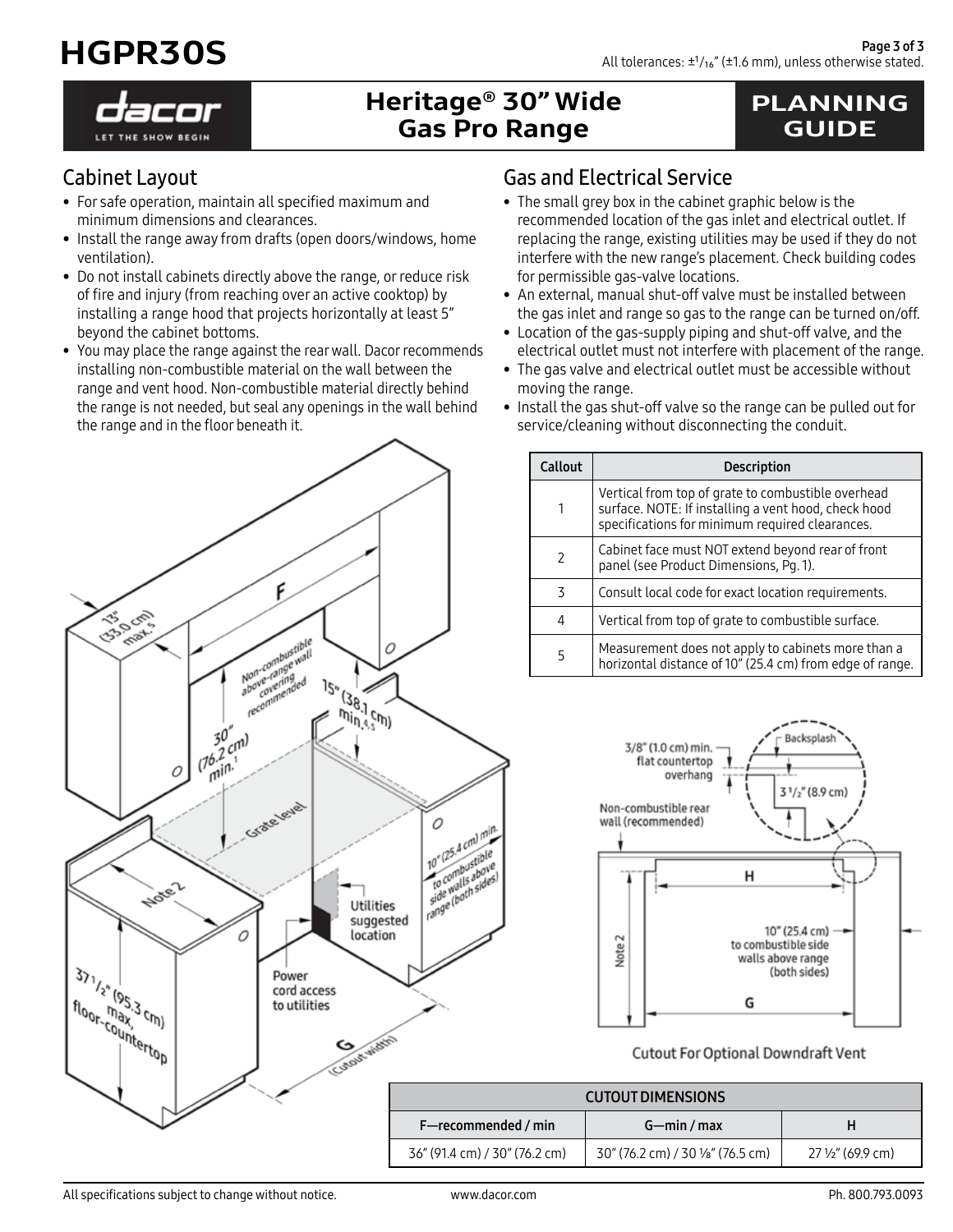# HGPR30S

All tolerances: ±1/16" (±1.6 mm), unless otherwise stated.

## Heritage® 30" Wide Gas Pro Range

## PLANNING GUIDE

## Cabinet Layout

- For safe operation, maintain all specified maximum and minimum dimensions and clearances.
- Install the range away from drafts (open doors/windows, home ventilation).
- Do not install cabinets directly above the range, or reduce risk of fire and injury (from reaching over an active cooktop) by installing a range hood that projects horizontally at least 5" beyond the cabinet bottoms.
- You may place the range against the rear wall. Dacor recommends installing non-combustible material on the wall between the range and vent hood. Non-combustible material directly behind the range is not needed, but seal any openings in the wall behind the range and in the floor beneath it.

## Gas and Electrical Service

- The small grey box in the cabinet graphic below is the recommended location of the gas inlet and electrical outlet. If replacing the range, existing utilities may be used if they do not interfere with the new range's placement. Check building codes for permissible gas-valve locations.
- An external, manual shut-off valve must be installed between the gas inlet and range so gas to the range can be turned on/off.
- Location of the gas-supply piping and shut-off valve, and the electrical outlet must not interfere with placement of the range.
- The gas valve and electrical outlet must be accessible without moving the range.
- Install the gas shut-off valve so the range can be pulled out for service/cleaning without disconnecting the conduit.

| Callout | Description |
|---|---|
| 1 | Vertical from top of grate to combustible overhead surface. NOTE: If installing a vent hood, check hood specifications for minimum required clearances. |
| 2 | Cabinet face must NOT extend beyond rear of front panel (see Product Dimensions, Pg. 1). |
| 3 | Consult local code for exact location requirements. |
| 4 | Vertical from top of grate to combustible surface. |
| 5 | Measurement does not apply to cabinets more than a horizontal distance of 10" (25.4 cm) from edge of range. |

13" (33.0 cm) max.5

F

Non-combustible above-range wall covering recommended

30" (76.2 cm) min.1

15" (38.1 cm) min.4,5

Grate level

Note 2

10" (25.4 cm) min. to combustible side walls above range (both sides)

Utilities suggested location

Power cord access to utilities

37 1/2" (95.3 cm) max, floor-countertop

G (Cutout width)

3/8" (1.0 cm) min. flat countertop overhang

Backsplash

3 1/2" (8.9 cm)

Non-combustible rear wall (recommended)

H

Note 2

10" (25.4 cm) to combustible side walls above range (both sides)

G

Cutout For Optional Downdraft Vent

| CUTOUT DIMENSIONS | | |
|---|---|---|
| F—recommended / min | G—min / max | H |
| 36" (91.4 cm) / 30" (76.2 cm) | 30" (76.2 cm) / 30 1/8" (76.5 cm) | 27 1/2" (69.9 cm) |

All specifications subject to change without notice. www.dacor.com Ph. 800.793.0093